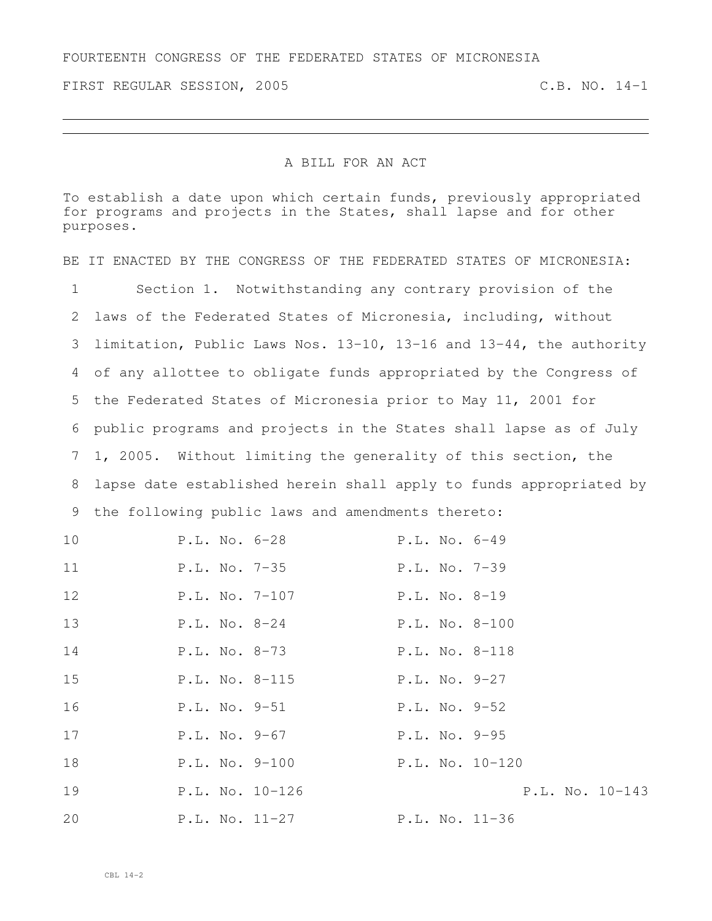FOURTEENTH CONGRESS OF THE FEDERATED STATES OF MICRONESIA

FIRST REGULAR SESSION, 2005 C.B. NO. 14-1

---

A BILL FOR AN ACT

To establish a date upon which certain funds, previously appropriated for programs and projects in the States, shall lapse and for other purposes.

BE IT ENACTED BY THE CONGRESS OF THE FEDERATED STATES OF MICRONESIA:

1 Section 1. Notwithstanding any contrary provision of the
2 laws of the Federated States of Micronesia, including, without
3 limitation, Public Laws Nos. 13-10, 13-16 and 13-44, the authority
4 of any allottee to obligate funds appropriated by the Congress of
5 the Federated States of Micronesia prior to May 11, 2001 for
6 public programs and projects in the States shall lapse as of July
7 1, 2005. Without limiting the generality of this section, the
8 lapse date established herein shall apply to funds appropriated by
9 the following public laws and amendments thereto:

10 P.L. No. 6-28 P.L. No. 6-49
11 P.L. No. 7-35 P.L. No. 7-39
12 P.L. No. 7-107 P.L. No. 8-19
13 P.L. No. 8-24 P.L. No. 8-100
14 P.L. No. 8-73 P.L. No. 8-118
15 P.L. No. 8-115 P.L. No. 9-27
16 P.L. No. 9-51 P.L. No. 9-52
17 P.L. No. 9-67 P.L. No. 9-95
18 P.L. No. 9-100 P.L. No. 10-120
19 P.L. No. 10-126 P.L. No. 10-143
20 P.L. No. 11-27 P.L. No. 11-36

CBL 14-2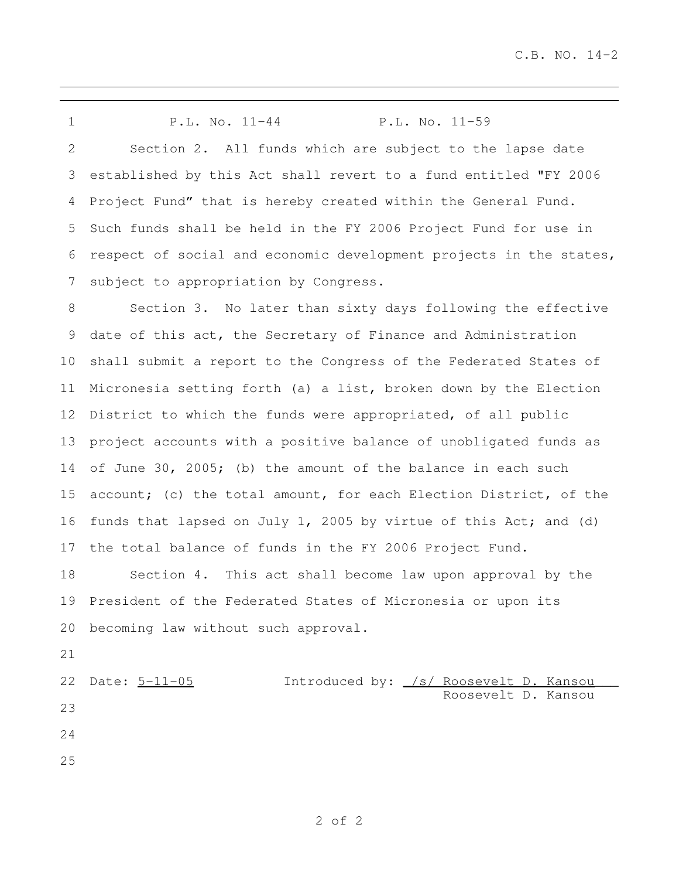P.L. No. 11-44 P.L. No. 11-59

Section 2. All funds which are subject to the lapse date established by this Act shall revert to a fund entitled "FY 2006 Project Fund" that is hereby created within the General Fund. Such funds shall be held in the FY 2006 Project Fund for use in respect of social and economic development projects in the states, subject to appropriation by Congress.

Section 3. No later than sixty days following the effective date of this act, the Secretary of Finance and Administration shall submit a report to the Congress of the Federated States of Micronesia setting forth (a) a list, broken down by the Election District to which the funds were appropriated, of all public project accounts with a positive balance of unobligated funds as of June 30, 2005; (b) the amount of the balance in each such account; (c) the total amount, for each Election District, of the funds that lapsed on July 1, 2005 by virtue of this Act; and (d) the total balance of funds in the FY 2006 Project Fund.

Section 4. This act shall become law upon approval by the President of the Federated States of Micronesia or upon its becoming law without such approval.

Date: 5-11-05

Introduced by: /s/ Roosevelt D. Kansou
Roosevelt D. Kansou